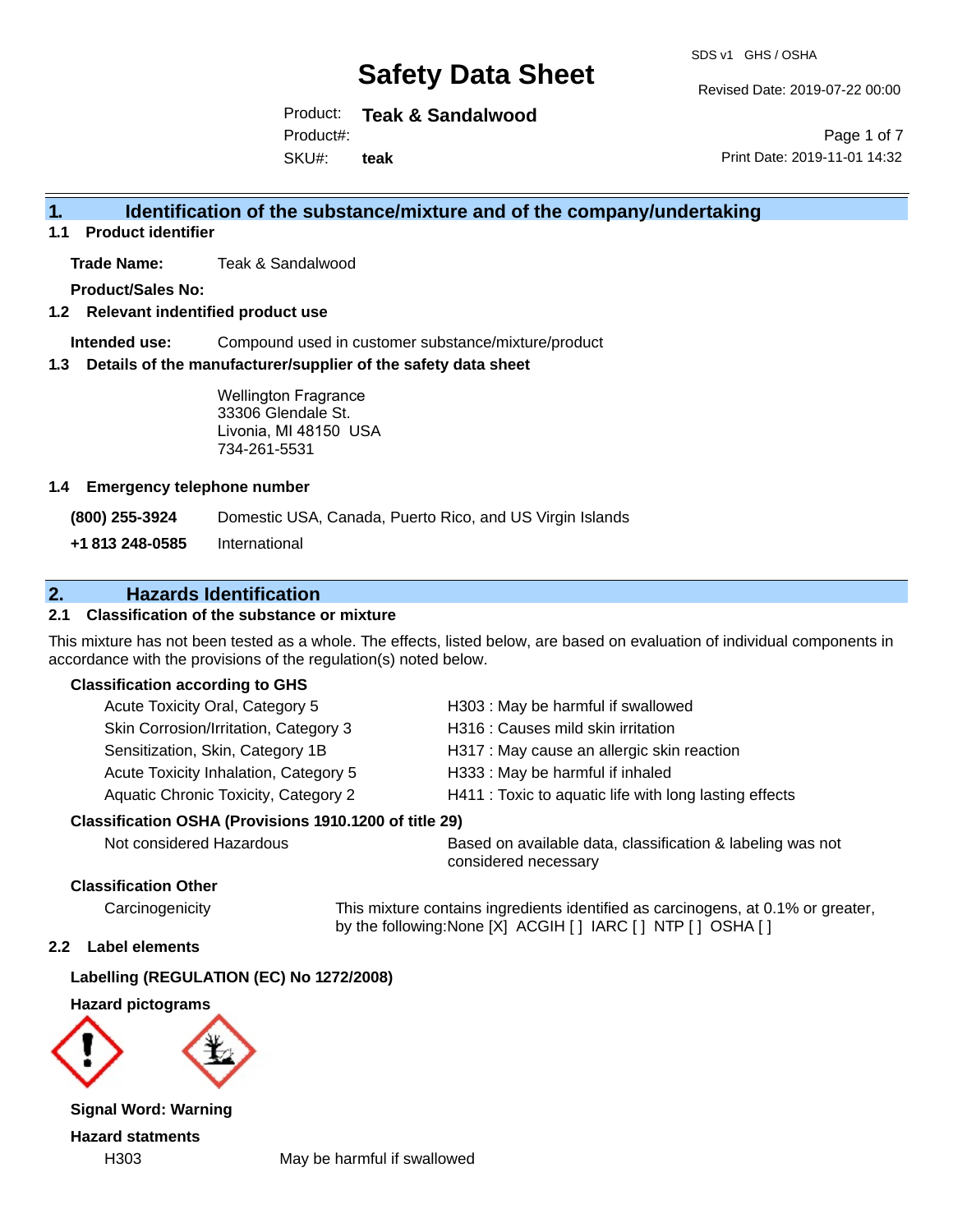# Safety Data Sheet

SDS v1 GHS / OSHA

Revised Date: 2019-07-22 00:00

Product: **Teak & Sandalwood**

Product#:

SKU#: **teak**

Print Date: 2019-11-01 14:32

## 1. Identification of the substance/mixture and of the company/undertaking

### 1.1 Product identifier

**Trade Name:** Teak & Sandalwood

**Product/Sales No:**

### 1.2 Relevant identified product use

**Intended use:** Compound used in customer substance/mixture/product

### 1.3 Details of the manufacturer/supplier of the safety data sheet

Wellington Fragrance
33306 Glendale St.
Livonia, MI 48150 USA
734-261-5531

### 1.4 Emergency telephone number

| | |
|---|---|
| **(800) 255-3924** | Domestic USA, Canada, Puerto Rico, and US Virgin Islands |
| **+1 813 248-0585** | International |

## 2. Hazards Identification

### 2.1 Classification of the substance or mixture

This mixture has not been tested as a whole. The effects, listed below, are based on evaluation of individual components in accordance with the provisions of the regulation(s) noted below.

**Classification according to GHS**

| | |
|---|---|
| Acute Toxicity Oral, Category 5 | H303 : May be harmful if swallowed |
| Skin Corrosion/Irritation, Category 3 | H316 : Causes mild skin irritation |
| Sensitization, Skin, Category 1B | H317 : May cause an allergic skin reaction |
| Acute Toxicity Inhalation, Category 5 | H333 : May be harmful if inhaled |
| Aquatic Chronic Toxicity, Category 2 | H411 : Toxic to aquatic life with long lasting effects |

**Classification OSHA (Provisions 1910.1200 of title 29)**

| | |
|---|---|
| Not considered Hazardous | Based on available data, classification & labeling was not considered necessary |

**Classification Other**

| | |
|---|---|
| Carcinogenicity | This mixture contains ingredients identified as carcinogens, at 0.1% or greater, by the following:None [X] ACGIH [ ] IARC [ ] NTP [ ] OSHA [ ] |

### 2.2 Label elements

**Labelling (REGULATION (EC) No 1272/2008)**

**Hazard pictograms**

**Signal Word: Warning**

**Hazard statments**

| | |
|---|---|
| H303 | May be harmful if swallowed |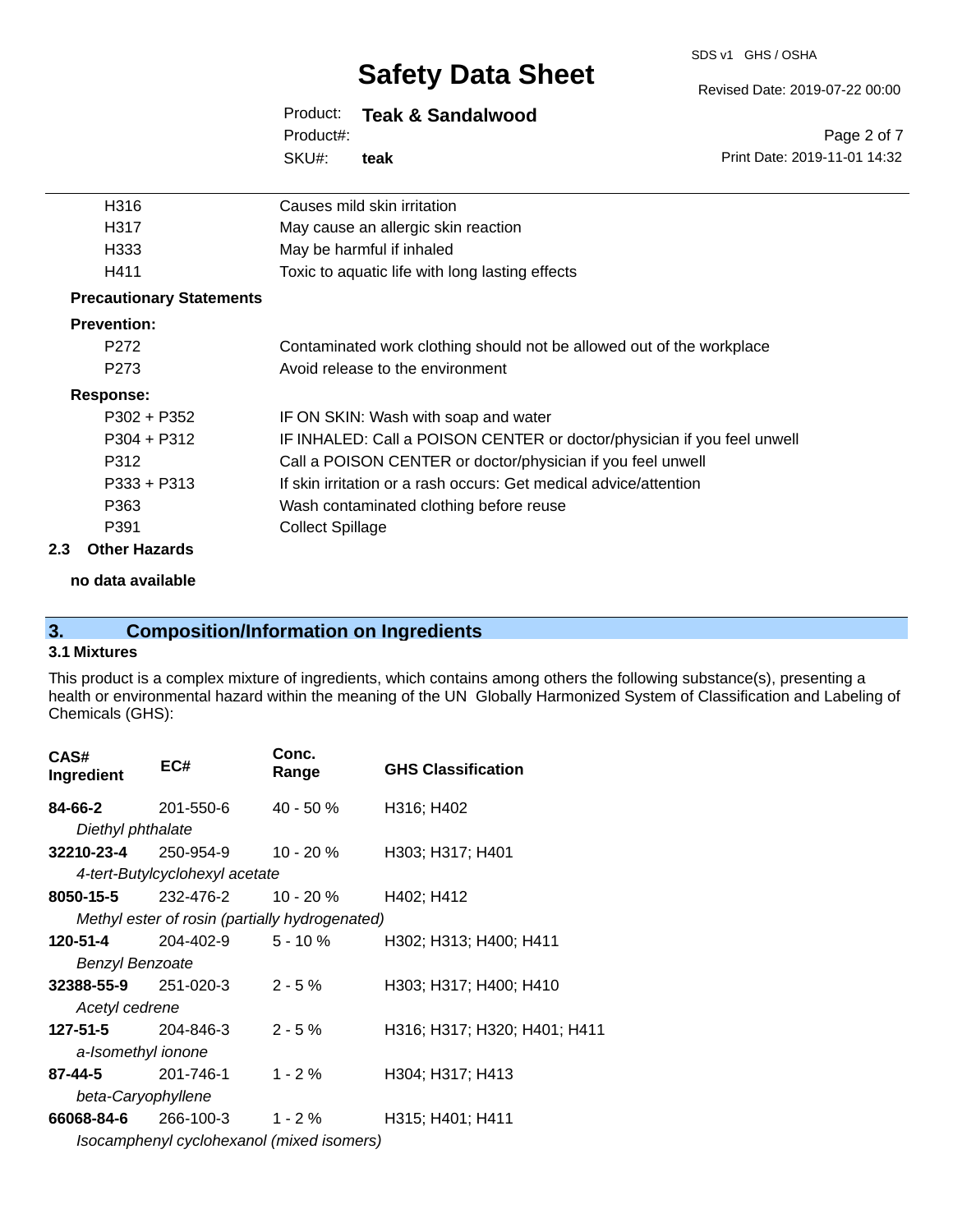| | |
|---|---|
| H316 | Causes mild skin irritation |
| H317 | May cause an allergic skin reaction |
| H333 | May be harmful if inhaled |
| H411 | Toxic to aquatic life with long lasting effects |

**Precautionary Statements**

**Prevention:**

| | |
|---|---|
| P272 | Contaminated work clothing should not be allowed out of the workplace |
| P273 | Avoid release to the environment |

**Response:**

| | |
|---|---|
| P302 + P352 | IF ON SKIN: Wash with soap and water |
| P304 + P312 | IF INHALED: Call a POISON CENTER or doctor/physician if you feel unwell |
| P312 | Call a POISON CENTER or doctor/physician if you feel unwell |
| P333 + P313 | If skin irritation or a rash occurs: Get medical advice/attention |
| P363 | Wash contaminated clothing before reuse |
| P391 | Collect Spillage |

### 2.3 Other Hazards

**no data available**

## 3. Composition/Information on Ingredients

### 3.1 Mixtures

This product is a complex mixture of ingredients, which contains among others the following substance(s), presenting a health or environmental hazard within the meaning of the UN Globally Harmonized System of Classification and Labeling of Chemicals (GHS):

| CAS# Ingredient | EC# | Conc. Range | GHS Classification |
|---|---|---|---|
| **84-66-2** *Diethyl phthalate* | 201-550-6 | 40 - 50 % | H316; H402 |
| **32210-23-4** *4-tert-Butylcyclohexyl acetate* | 250-954-9 | 10 - 20 % | H303; H317; H401 |
| **8050-15-5** *Methyl ester of rosin (partially hydrogenated)* | 232-476-2 | 10 - 20 % | H402; H412 |
| **120-51-4** *Benzyl Benzoate* | 204-402-9 | 5 - 10 % | H302; H313; H400; H411 |
| **32388-55-9** *Acetyl cedrene* | 251-020-3 | 2 - 5 % | H303; H317; H400; H410 |
| **127-51-5** *a-Isomethyl ionone* | 204-846-3 | 2 - 5 % | H316; H317; H320; H401; H411 |
| **87-44-5** *beta-Caryophyllene* | 201-746-1 | 1 - 2 % | H304; H317; H413 |
| **66068-84-6** *Isocamphenyl cyclohexanol (mixed isomers)* | 266-100-3 | 1 - 2 % | H315; H401; H411 |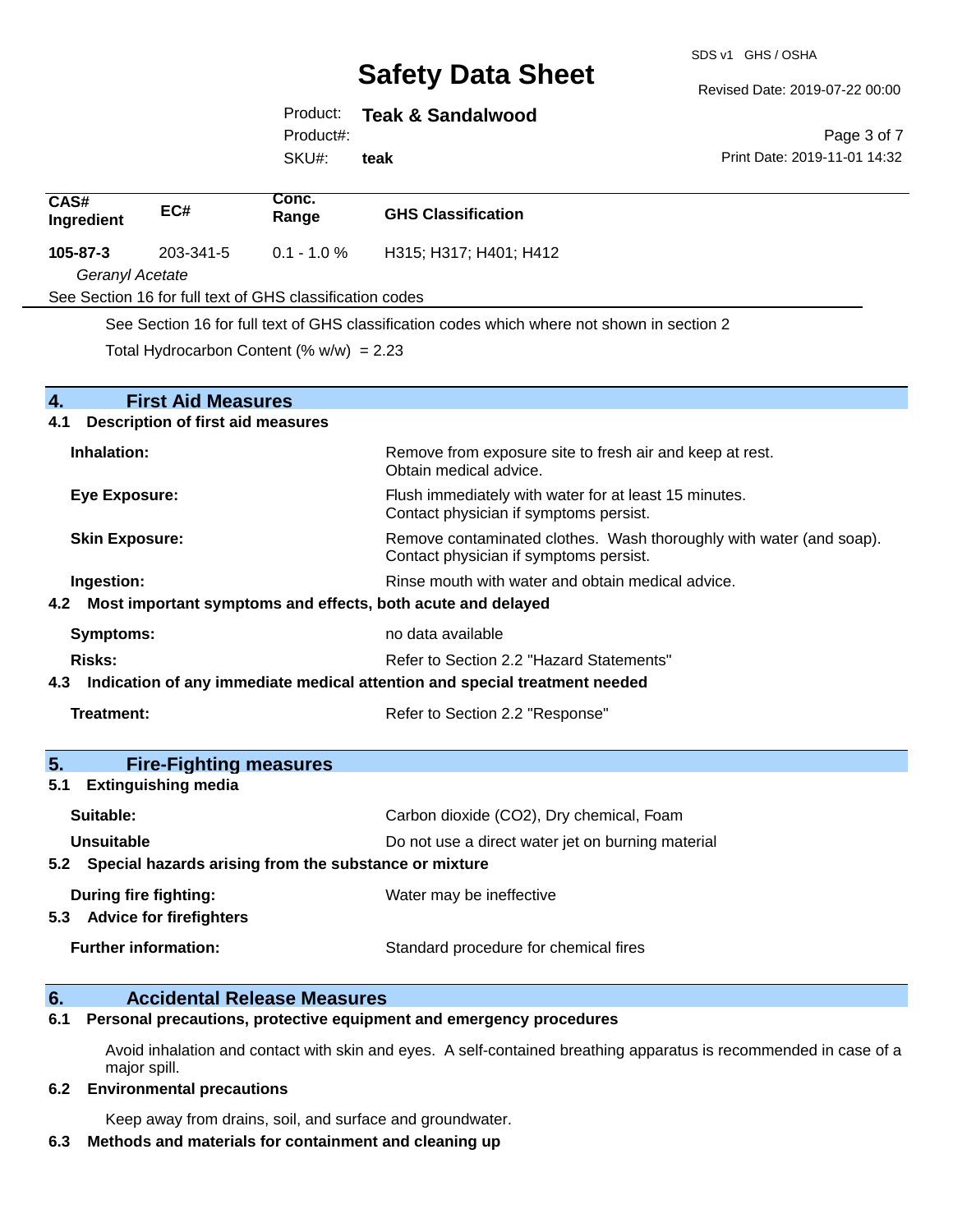| CAS# Ingredient | EC# | Conc. Range | GHS Classification |
|---|---|---|---|
| **105-87-3** *Geranyl Acetate* | 203-341-5 | 0.1 - 1.0 % | H315; H317; H401; H412 |

See Section 16 for full text of GHS classification codes

See Section 16 for full text of GHS classification codes which where not shown in section 2

Total Hydrocarbon Content (% w/w) = 2.23

## 4. First Aid Measures

### 4.1 Description of first aid measures

**Inhalation:** Remove from exposure site to fresh air and keep at rest. Obtain medical advice.

**Eye Exposure:** Flush immediately with water for at least 15 minutes. Contact physician if symptoms persist.

**Skin Exposure:** Remove contaminated clothes. Wash thoroughly with water (and soap). Contact physician if symptoms persist.

**Ingestion:** Rinse mouth with water and obtain medical advice.

### 4.2 Most important symptoms and effects, both acute and delayed

**Symptoms:** no data available

**Risks:** Refer to Section 2.2 "Hazard Statements"

### 4.3 Indication of any immediate medical attention and special treatment needed

**Treatment:** Refer to Section 2.2 "Response"

## 5. Fire-Fighting measures

### 5.1 Extinguishing media

**Suitable:** Carbon dioxide ($CO_2$), Dry chemical, Foam

**Unsuitable** Do not use a direct water jet on burning material

### 5.2 Special hazards arising from the substance or mixture

**During fire fighting:** Water may be ineffective

### 5.3 Advice for firefighters

**Further information:** Standard procedure for chemical fires

## 6. Accidental Release Measures

### 6.1 Personal precautions, protective equipment and emergency procedures

Avoid inhalation and contact with skin and eyes. A self-contained breathing apparatus is recommended in case of a major spill.

### 6.2 Environmental precautions

Keep away from drains, soil, and surface and groundwater.

### 6.3 Methods and materials for containment and cleaning up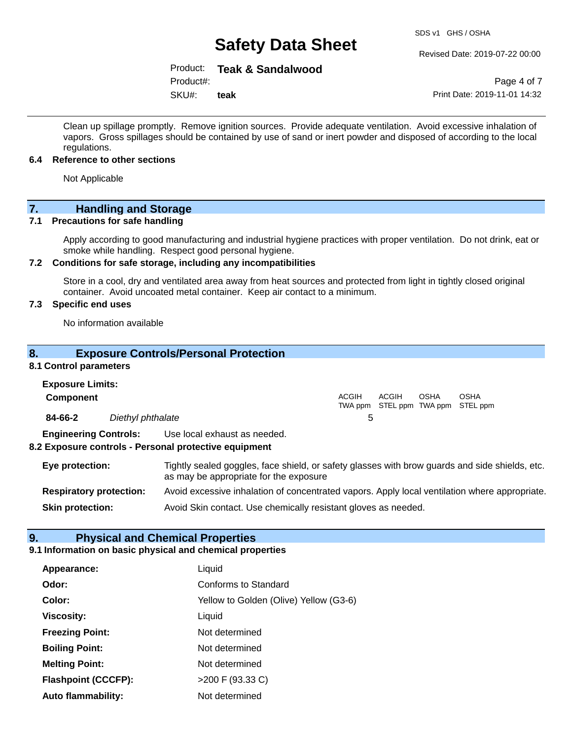Clean up spillage promptly. Remove ignition sources. Provide adequate ventilation. Avoid excessive inhalation of vapors. Gross spillages should be contained by use of sand or inert powder and disposed of according to the local regulations.

### 6.4 Reference to other sections

Not Applicable

## 7. Handling and Storage

### 7.1 Precautions for safe handling

Apply according to good manufacturing and industrial hygiene practices with proper ventilation. Do not drink, eat or smoke while handling. Respect good personal hygiene.

### 7.2 Conditions for safe storage, including any incompatibilities

Store in a cool, dry and ventilated area away from heat sources and protected from light in tightly closed original container. Avoid uncoated metal container. Keep air contact to a minimum.

### 7.3 Specific end uses

No information available

## 8. Exposure Controls/Personal Protection

### 8.1 Control parameters

**Exposure Limits:**

| Component | | ACGIH TWA ppm | ACGIH STEL ppm | OSHA TWA ppm | OSHA STEL ppm |
|---|---|---|---|---|---|
| 84-66-2 | *Diethyl phthalate* | 5 | | | |

**Engineering Controls:** Use local exhaust as needed.

### 8.2 Exposure controls - Personal protective equipment

**Eye protection:** Tightly sealed goggles, face shield, or safety glasses with brow guards and side shields, etc. as may be appropriate for the exposure

**Respiratory protection:** Avoid excessive inhalation of concentrated vapors. Apply local ventilation where appropriate.

**Skin protection:** Avoid Skin contact. Use chemically resistant gloves as needed.

## 9. Physical and Chemical Properties

### 9.1 Information on basic physical and chemical properties

| | |
|---|---|
| **Appearance:** | Liquid |
| **Odor:** | Conforms to Standard |
| **Color:** | Yellow to Golden (Olive) Yellow (G3-6) |
| **Viscosity:** | Liquid |
| **Freezing Point:** | Not determined |
| **Boiling Point:** | Not determined |
| **Melting Point:** | Not determined |
| **Flashpoint (CCCFP):** | >200 F (93.33 C) |
| **Auto flammability:** | Not determined |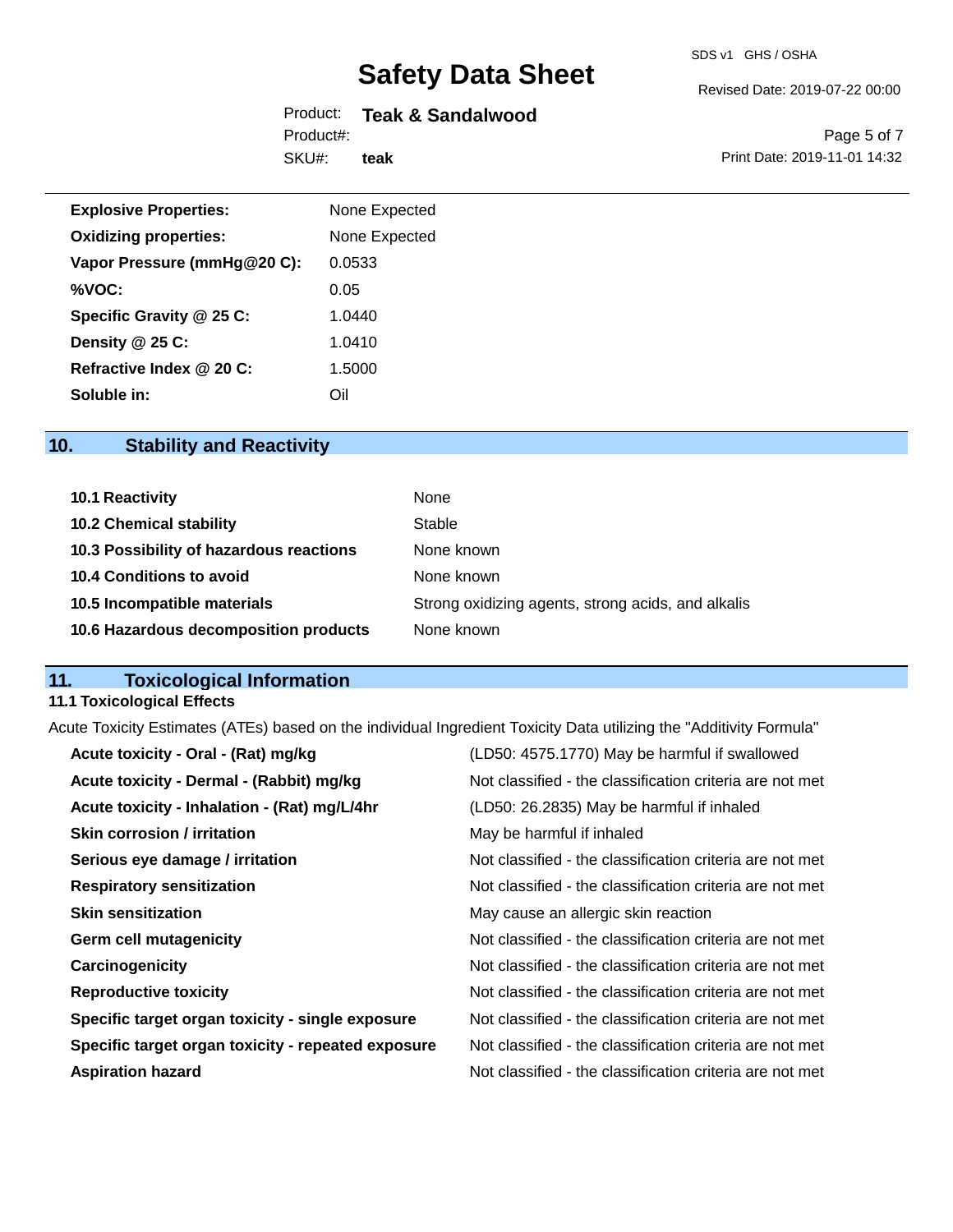| | |
|---|---|
| **Explosive Properties:** | None Expected |
| **Oxidizing properties:** | None Expected |
| **Vapor Pressure (mmHg@20 C):** | 0.0533 |
| **%VOC:** | 0.05 |
| **Specific Gravity @ 25 C:** | 1.0440 |
| **Density @ 25 C:** | 1.0410 |
| **Refractive Index @ 20 C:** | 1.5000 |
| **Soluble in:** | Oil |

## 10. Stability and Reactivity

| | |
|---|---|
| **10.1 Reactivity** | None |
| **10.2 Chemical stability** | Stable |
| **10.3 Possibility of hazardous reactions** | None known |
| **10.4 Conditions to avoid** | None known |
| **10.5 Incompatible materials** | Strong oxidizing agents, strong acids, and alkalis |
| **10.6 Hazardous decomposition products** | None known |

## 11. Toxicological Information

### 11.1 Toxicological Effects

Acute Toxicity Estimates (ATEs) based on the individual Ingredient Toxicity Data utilizing the "Additivity Formula"

| | |
|---|---|
| **Acute toxicity - Oral - (Rat) mg/kg** | (LD50: 4575.1770) May be harmful if swallowed |
| **Acute toxicity - Dermal - (Rabbit) mg/kg** | Not classified - the classification criteria are not met |
| **Acute toxicity - Inhalation - (Rat) mg/L/4hr** | (LD50: 26.2835) May be harmful if inhaled |
| **Skin corrosion / irritation** | May be harmful if inhaled |
| **Serious eye damage / irritation** | Not classified - the classification criteria are not met |
| **Respiratory sensitization** | Not classified - the classification criteria are not met |
| **Skin sensitization** | May cause an allergic skin reaction |
| **Germ cell mutagenicity** | Not classified - the classification criteria are not met |
| **Carcinogenicity** | Not classified - the classification criteria are not met |
| **Reproductive toxicity** | Not classified - the classification criteria are not met |
| **Specific target organ toxicity - single exposure** | Not classified - the classification criteria are not met |
| **Specific target organ toxicity - repeated exposure** | Not classified - the classification criteria are not met |
| **Aspiration hazard** | Not classified - the classification criteria are not met |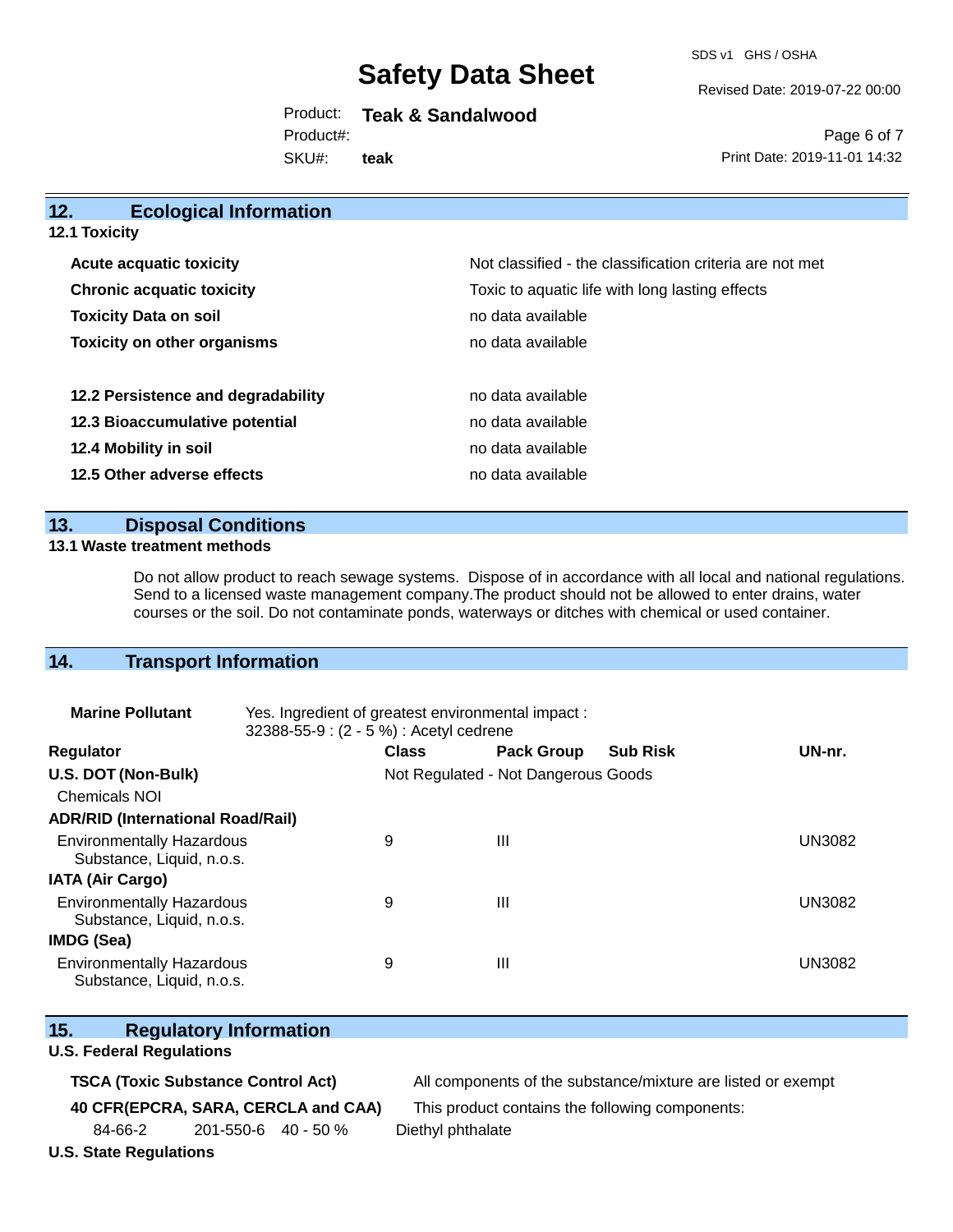## 12. Ecological Information

### 12.1 Toxicity

| | |
|---|---|
| **Acute acquatic toxicity** | Not classified - the classification criteria are not met |
| **Chronic acquatic toxicity** | Toxic to aquatic life with long lasting effects |
| **Toxicity Data on soil** | no data available |
| **Toxicity on other organisms** | no data available |

| | |
|---|---|
| **12.2 Persistence and degradability** | no data available |
| **12.3 Bioaccumulative potential** | no data available |
| **12.4 Mobility in soil** | no data available |
| **12.5 Other adverse effects** | no data available |

## 13. Disposal Conditions

### 13.1 Waste treatment methods

Do not allow product to reach sewage systems. Dispose of in accordance with all local and national regulations. Send to a licensed waste management company.The product should not be allowed to enter drains, water courses or the soil. Do not contaminate ponds, waterways or ditches with chemical or used container.

## 14. Transport Information

**Marine Pollutant** Yes. Ingredient of greatest environmental impact : 32388-55-9 : (2 - 5 %) : Acetyl cedrene

| Regulator | Class | Pack Group | Sub Risk | UN-nr. |
|---|---|---|---|---|
| **U.S. DOT (Non-Bulk)** | Not Regulated - Not Dangerous Goods | | | |
| Chemicals NOI | | | | |
| **ADR/RID (International Road/Rail)** | | | | |
| Environmentally Hazardous Substance, Liquid, n.o.s. | 9 | III | | UN3082 |
| **IATA (Air Cargo)** | | | | |
| Environmentally Hazardous Substance, Liquid, n.o.s. | 9 | III | | UN3082 |
| **IMDG (Sea)** | | | | |
| Environmentally Hazardous Substance, Liquid, n.o.s. | 9 | III | | UN3082 |

## 15. Regulatory Information

### U.S. Federal Regulations

**TSCA (Toxic Substance Control Act)** All components of the substance/mixture are listed or exempt

**40 CFR(EPCRA, SARA, CERCLA and CAA)** This product contains the following components:

| | | | |
|---|---|---|---|
| 84-66-2 | 201-550-6 | 40 - 50 % | Diethyl phthalate |

### U.S. State Regulations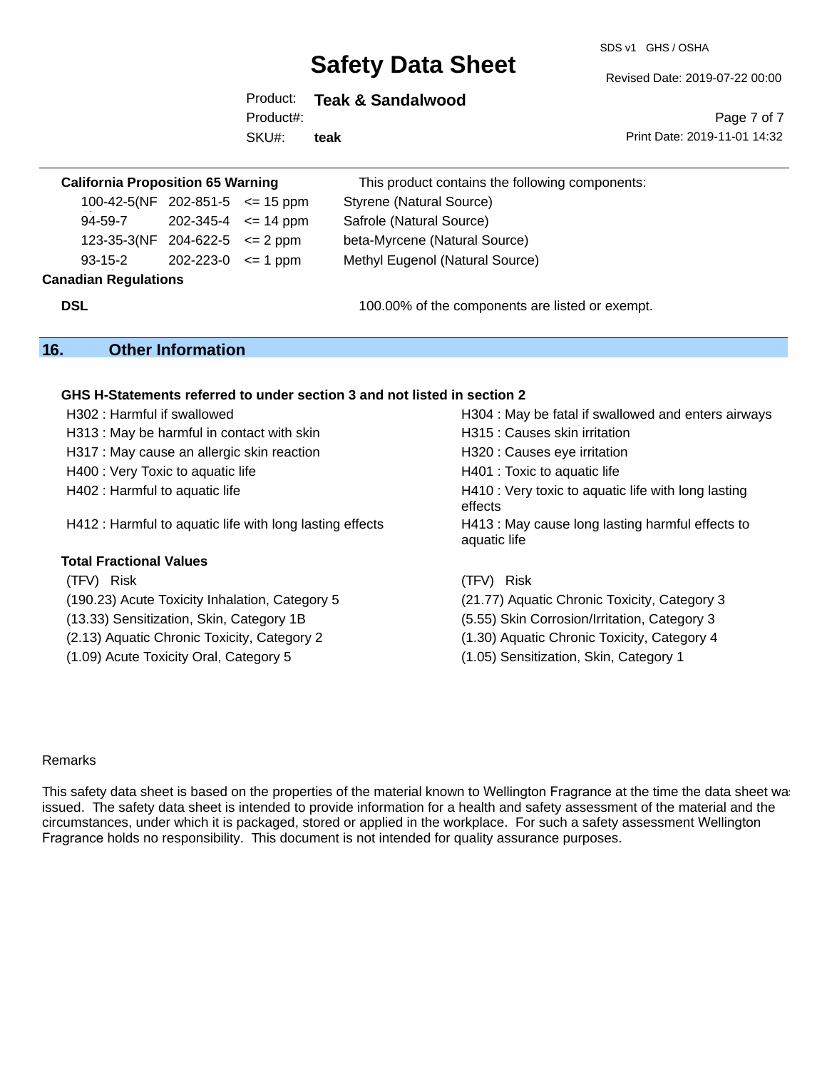**California Proposition 65 Warning** — This product contains the following components:

| | | | |
|---|---|---|---|
| 100-42-5(NF | 202-851-5 | <= 15 ppm | Styrene (Natural Source) |
| 94-59-7 | 202-345-4 | <= 14 ppm | Safrole (Natural Source) |
| 123-35-3(NF | 204-622-5 | <= 2 ppm | beta-Myrcene (Natural Source) |
| 93-15-2 | 202-223-0 | <= 1 ppm | Methyl Eugenol (Natural Source) |

**Canadian Regulations**

**DSL** — 100.00% of the components are listed or exempt.

## 16. Other Information

**GHS H-Statements referred to under section 3 and not listed in section 2**

H302 : Harmful if swallowed
H304 : May be fatal if swallowed and enters airways
H313 : May be harmful in contact with skin
H315 : Causes skin irritation
H317 : May cause an allergic skin reaction
H320 : Causes eye irritation
H400 : Very Toxic to aquatic life
H401 : Toxic to aquatic life
H402 : Harmful to aquatic life
H410 : Very toxic to aquatic life with long lasting effects
H412 : Harmful to aquatic life with long lasting effects
H413 : May cause long lasting harmful effects to aquatic life

**Total Fractional Values**

| (TFV) | Risk | (TFV) | Risk |
|---|---|---|---|
| (190.23) | Acute Toxicity Inhalation, Category 5 | (21.77) | Aquatic Chronic Toxicity, Category 3 |
| (13.33) | Sensitization, Skin, Category 1B | (5.55) | Skin Corrosion/Irritation, Category 3 |
| (2.13) | Aquatic Chronic Toxicity, Category 2 | (1.30) | Aquatic Chronic Toxicity, Category 4 |
| (1.09) | Acute Toxicity Oral, Category 5 | (1.05) | Sensitization, Skin, Category 1 |

Remarks

This safety data sheet is based on the properties of the material known to Wellington Fragrance at the time the data sheet was issued. The safety data sheet is intended to provide information for a health and safety assessment of the material and the circumstances, under which it is packaged, stored or applied in the workplace. For such a safety assessment Wellington Fragrance holds no responsibility. This document is not intended for quality assurance purposes.